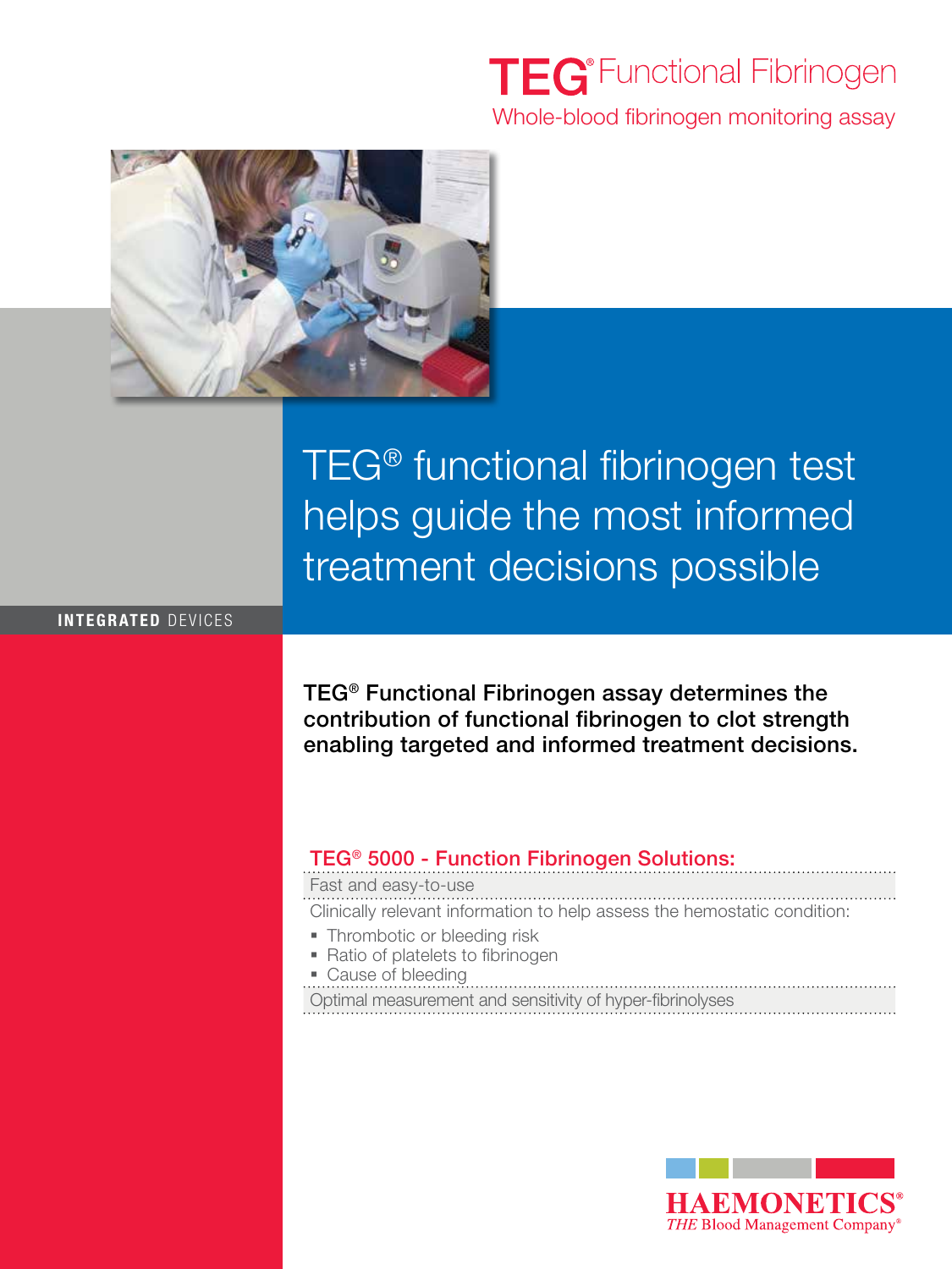# TEG® Functional Fibrinogen

Whole-blood fibrinogen monitoring assay

## TEG® functional fibrinogen test helps guide the most informed treatment decisions possible

**INTEGRATED** DEVICES

**TEG® Functional Fibrinogen assay determines the contribution of functional fibrinogen to clot strength enabling targeted and informed treatment decisions.**

### TEG® 5000 - Function Fibrinogen Solutions:

Fast and easy-to-use

Clinically relevant information to help assess the hemostatic condition:

- Thrombotic or bleeding risk
- Ratio of platelets to fibrinogen
- Cause of bleeding

Optimal measurement and sensitivity of hyper-fibrinolyses

HAEMONETICS®
*THE* Blood Management Company®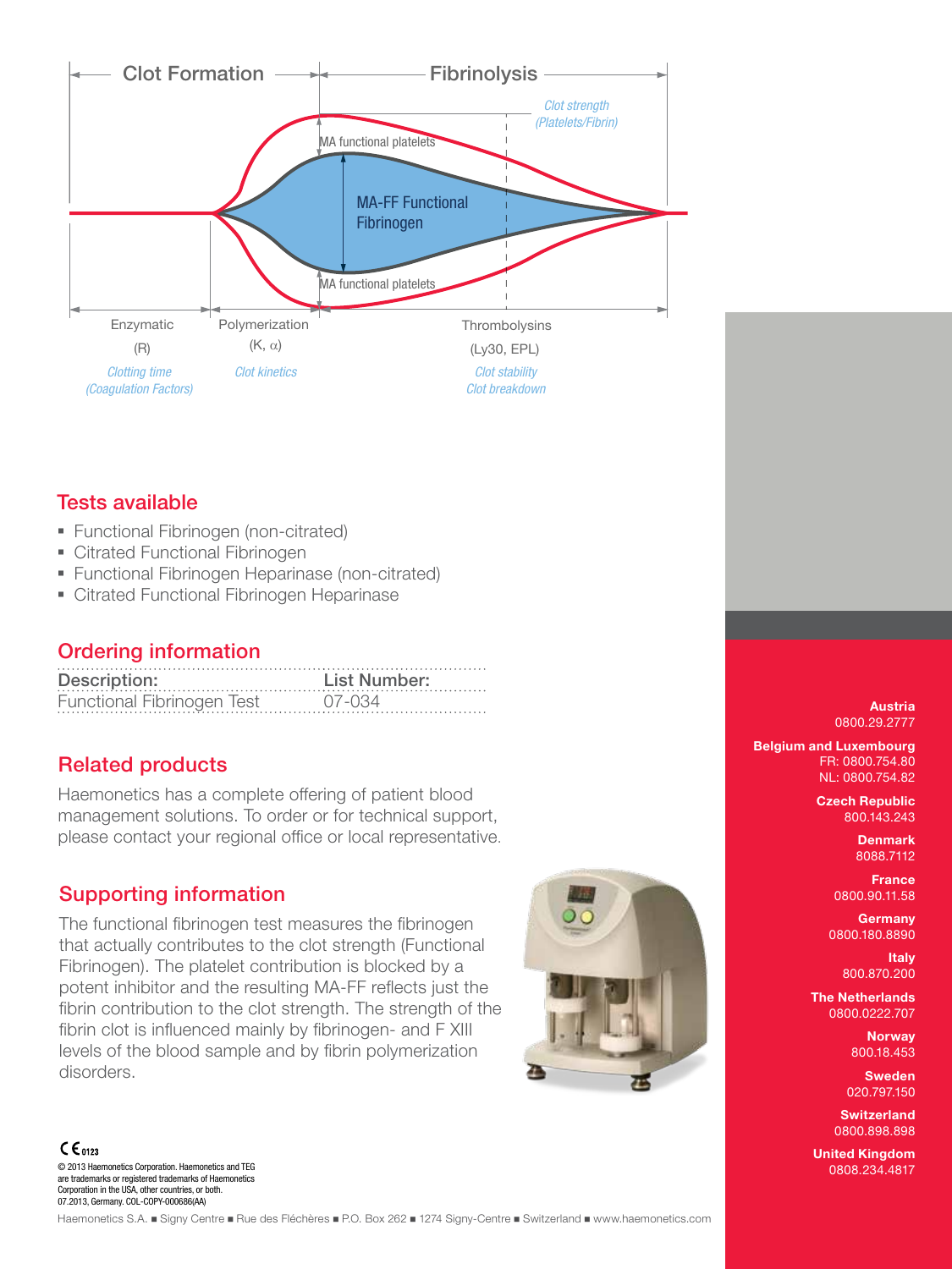Clot Formation

Fibrinolysis

Clot strength (Platelets/Fibrin)

MA functional platelets

MA-FF Functional Fibrinogen

MA functional platelets

Enzymatic (R) Clotting time (Coagulation Factors)

Polymerization (K, α) Clot kinetics

Thrombolysins (Ly30, EPL) Clot stability Clot breakdown

## Tests available

- Functional Fibrinogen (non-citrated)
- Citrated Functional Fibrinogen
- Functional Fibrinogen Heparinase (non-citrated)
- Citrated Functional Fibrinogen Heparinase

## Ordering information

| Description: | List Number: |
|---|---|
| Functional Fibrinogen Test | 07-034 |

## Related products

Haemonetics has a complete offering of patient blood management solutions. To order or for technical support, please contact your regional office or local representative.

## Supporting information

The functional fibrinogen test measures the fibrinogen that actually contributes to the clot strength (Functional Fibrinogen). The platelet contribution is blocked by a potent inhibitor and the resulting MA-FF reflects just the fibrin contribution to the clot strength. The strength of the fibrin clot is influenced mainly by fibrinogen- and F XIII levels of the blood sample and by fibrin polymerization disorders.

**Austria**
0800.29.2777

**Belgium and Luxembourg**
FR: 0800.754.80
NL: 0800.754.82

**Czech Republic**
800.143.243

**Denmark**
8088.7112

**France**
0800.90.11.58

**Germany**
0800.180.8890

**Italy**
800.870.200

**The Netherlands**
0800.0222.707

**Norway**
800.18.453

**Sweden**
020.797.150

**Switzerland**
0800.898.898

**United Kingdom**
0808.234.4817

CE 0123

© 2013 Haemonetics Corporation. Haemonetics and TEG are trademarks or registered trademarks of Haemonetics Corporation in the USA, other countries, or both.
07.2013, Germany. COL-COPY-000686(AA)

Haemonetics S.A. ■ Signy Centre ■ Rue des Fléchères ■ P.O. Box 262 ■ 1274 Signy-Centre ■ Switzerland ■ www.haemonetics.com